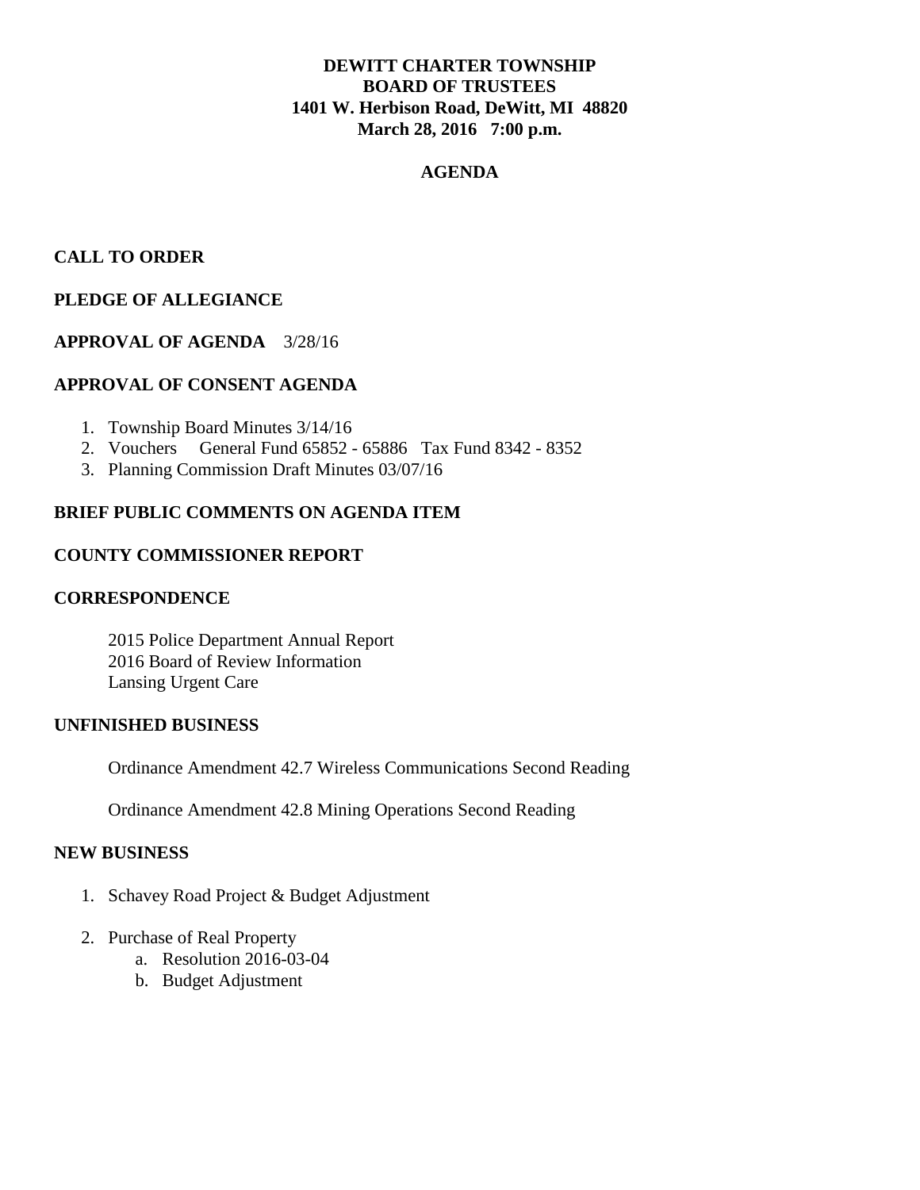**DEWITT CHARTER TOWNSHIP**
**BOARD OF TRUSTEES**
**1401 W. Herbison Road, DeWitt, MI 48820**
**March 28, 2016 7:00 p.m.**

**AGENDA**

## CALL TO ORDER

## PLEDGE OF ALLEGIANCE

## APPROVAL OF AGENDA 3/28/16

## APPROVAL OF CONSENT AGENDA

1. Township Board Minutes 3/14/16
2. Vouchers General Fund 65852 - 65886 Tax Fund 8342 - 8352
3. Planning Commission Draft Minutes 03/07/16

## BRIEF PUBLIC COMMENTS ON AGENDA ITEM

## COUNTY COMMISSIONER REPORT

## CORRESPONDENCE

2015 Police Department Annual Report
2016 Board of Review Information
Lansing Urgent Care

## UNFINISHED BUSINESS

Ordinance Amendment 42.7 Wireless Communications Second Reading

Ordinance Amendment 42.8 Mining Operations Second Reading

## NEW BUSINESS

1. Schavey Road Project & Budget Adjustment
2. Purchase of Real Property
   a. Resolution 2016-03-04
   b. Budget Adjustment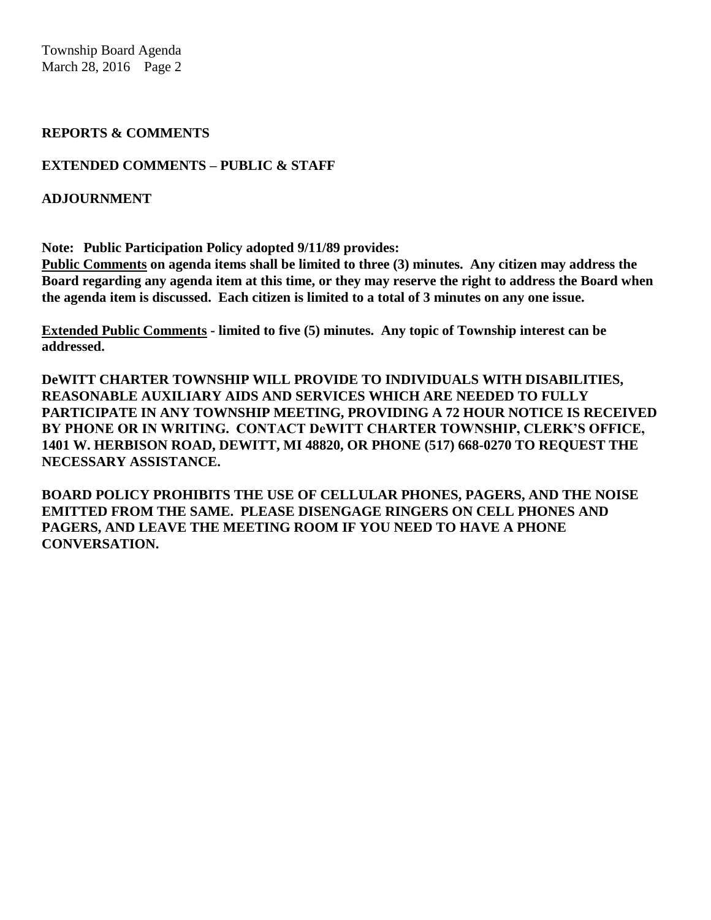**REPORTS & COMMENTS**

**EXTENDED COMMENTS – PUBLIC & STAFF**

**ADJOURNMENT**

**Note: Public Participation Policy adopted 9/11/89 provides:**
**Public Comments on agenda items shall be limited to three (3) minutes. Any citizen may address the Board regarding any agenda item at this time, or they may reserve the right to address the Board when the agenda item is discussed. Each citizen is limited to a total of 3 minutes on any one issue.**

**Extended Public Comments - limited to five (5) minutes. Any topic of Township interest can be addressed.**

**DeWITT CHARTER TOWNSHIP WILL PROVIDE TO INDIVIDUALS WITH DISABILITIES, REASONABLE AUXILIARY AIDS AND SERVICES WHICH ARE NEEDED TO FULLY PARTICIPATE IN ANY TOWNSHIP MEETING, PROVIDING A 72 HOUR NOTICE IS RECEIVED BY PHONE OR IN WRITING. CONTACT DeWITT CHARTER TOWNSHIP, CLERK'S OFFICE, 1401 W. HERBISON ROAD, DEWITT, MI 48820, OR PHONE (517) 668-0270 TO REQUEST THE NECESSARY ASSISTANCE.**

**BOARD POLICY PROHIBITS THE USE OF CELLULAR PHONES, PAGERS, AND THE NOISE EMITTED FROM THE SAME. PLEASE DISENGAGE RINGERS ON CELL PHONES AND PAGERS, AND LEAVE THE MEETING ROOM IF YOU NEED TO HAVE A PHONE CONVERSATION.**